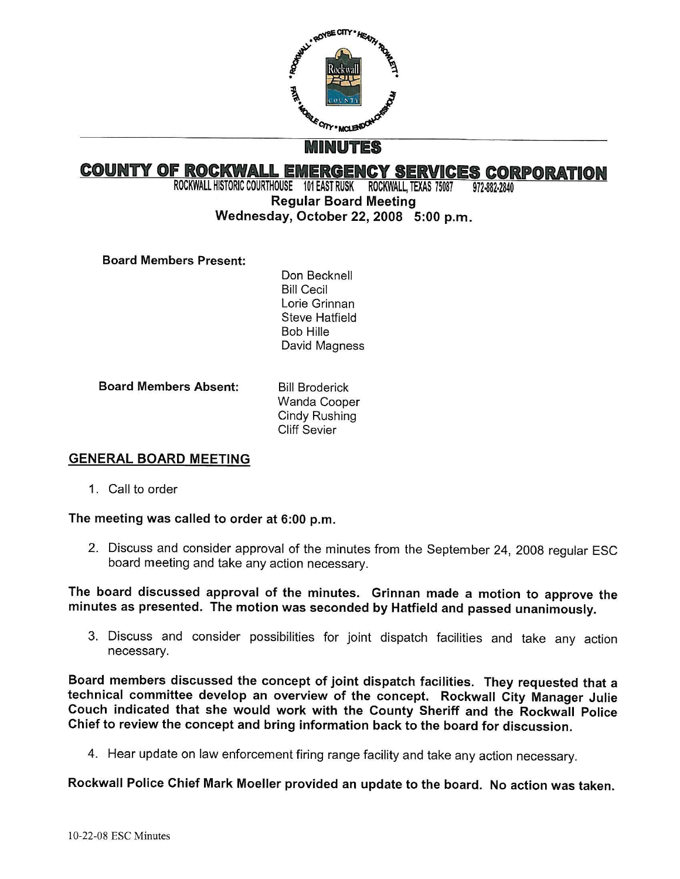# MINUTES

## COUNTY OF ROCKWALL EMERGENCY SERVICES CORPORATION

ROCKWALL HISTORIC COURTHOUSE 101 EAST RUSK ROCKWALL, TEXAS 75087 972-882-2840

**Regular Board Meeting**

**Wednesday, October 22, 2008 5:00 p.m.**

**Board Members Present:**

Don Becknell
Bill Cecil
Lorie Grinnan
Steve Hatfield
Bob Hille
David Magness

**Board Members Absent:**

Bill Broderick
Wanda Cooper
Cindy Rushing
Cliff Sevier

## GENERAL BOARD MEETING

1. Call to order

**The meeting was called to order at 6:00 p.m.**

2. Discuss and consider approval of the minutes from the September 24, 2008 regular ESC board meeting and take any action necessary.

**The board discussed approval of the minutes. Grinnan made a motion to approve the minutes as presented. The motion was seconded by Hatfield and passed unanimously.**

3. Discuss and consider possibilities for joint dispatch facilities and take any action necessary.

**Board members discussed the concept of joint dispatch facilities. They requested that a technical committee develop an overview of the concept. Rockwall City Manager Julie Couch indicated that she would work with the County Sheriff and the Rockwall Police Chief to review the concept and bring information back to the board for discussion.**

4. Hear update on law enforcement firing range facility and take any action necessary.

**Rockwall Police Chief Mark Moeller provided an update to the board. No action was taken.**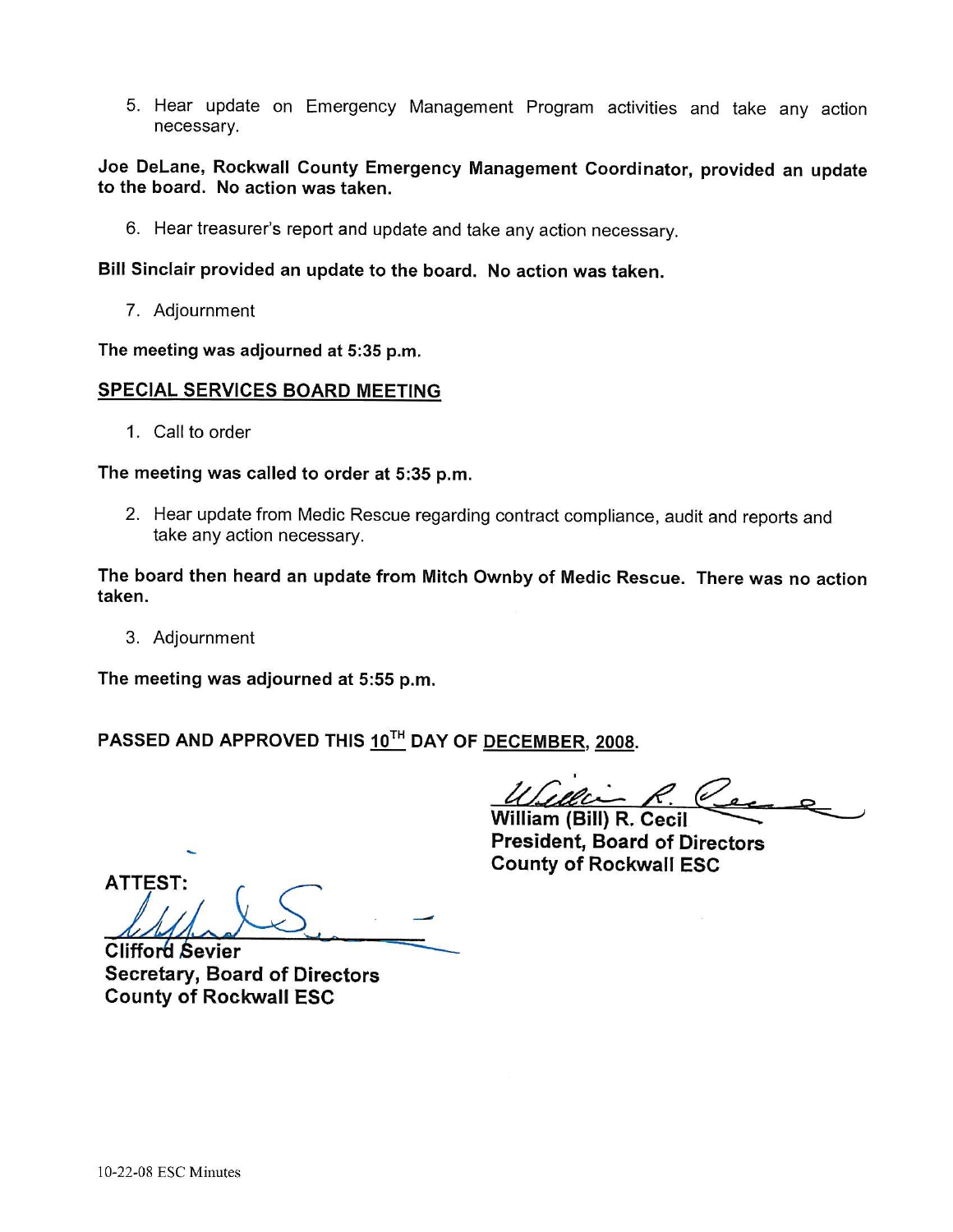5. Hear update on Emergency Management Program activities and take any action necessary.

**Joe DeLane, Rockwall County Emergency Management Coordinator, provided an update to the board. No action was taken.**

6. Hear treasurer's report and update and take any action necessary.

**Bill Sinclair provided an update to the board. No action was taken.**

7. Adjournment

**The meeting was adjourned at 5:35 p.m.**

## SPECIAL SERVICES BOARD MEETING

1. Call to order

**The meeting was called to order at 5:35 p.m.**

2. Hear update from Medic Rescue regarding contract compliance, audit and reports and take any action necessary.

**The board then heard an update from Mitch Ownby of Medic Rescue. There was no action taken.**

3. Adjournment

**The meeting was adjourned at 5:55 p.m.**

**PASSED AND APPROVED THIS 10TH DAY OF DECEMBER, 2008.**

**William (Bill) R. Cecil**
**President, Board of Directors**
**County of Rockwall ESC**

**ATTEST:**

**Clifford Sevier**
**Secretary, Board of Directors**
**County of Rockwall ESC**

10-22-08 ESC Minutes